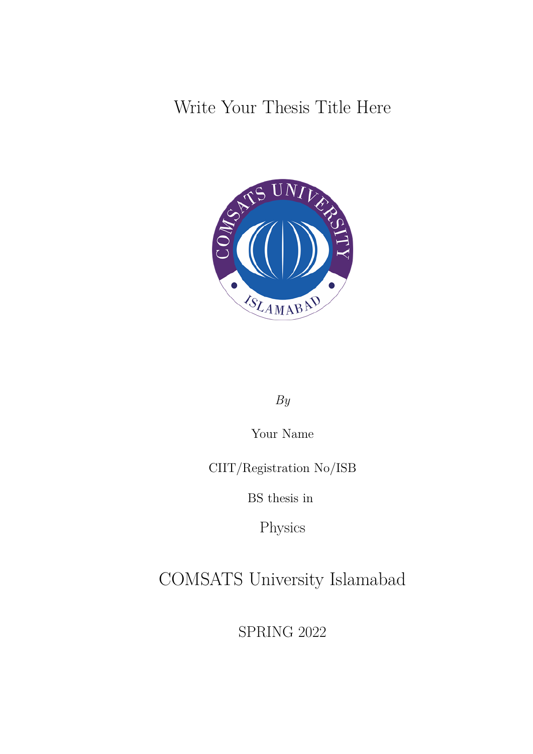# Write Your Thesis Title Here

*By*

Your Name

CIIT/Registration No/ISB

BS thesis in

Physics

COMSATS University Islamabad

SPRING 2022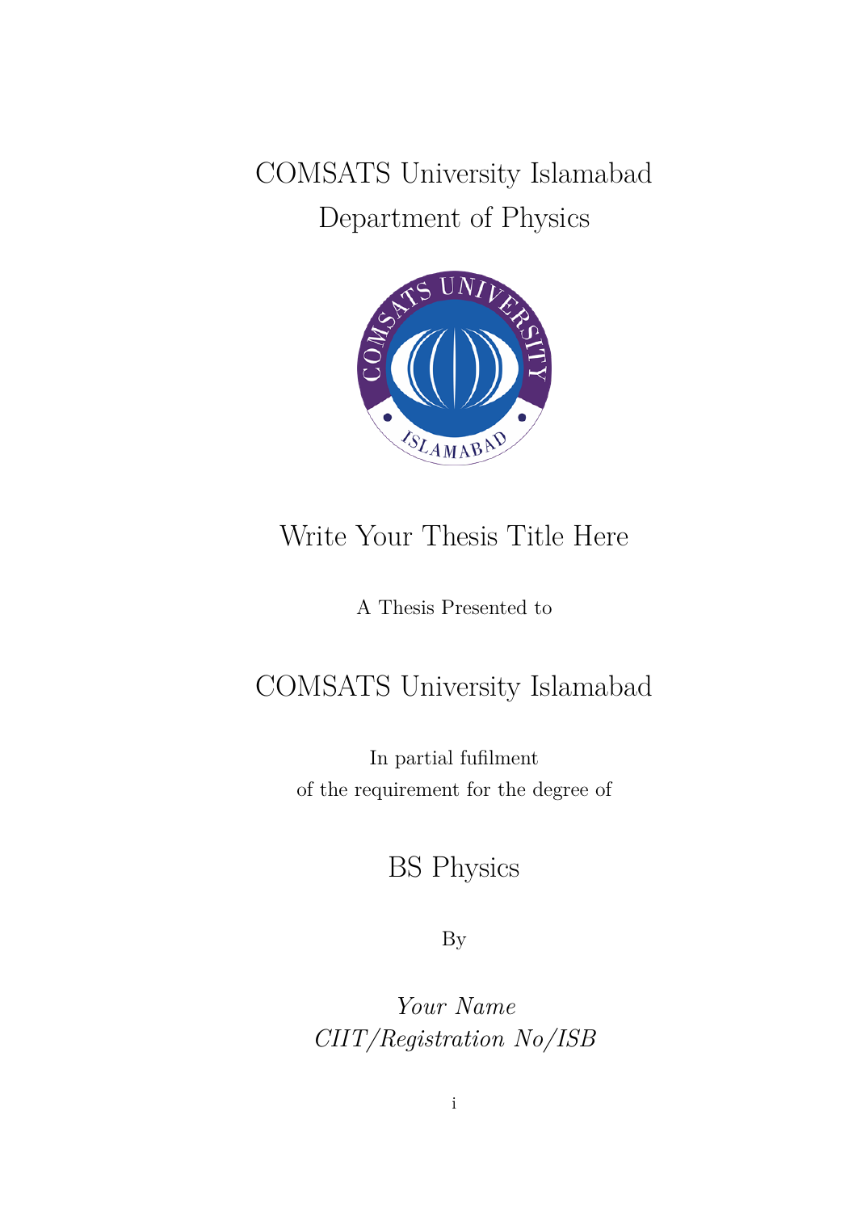COMSATS University Islamabad

Department of Physics

Write Your Thesis Title Here

A Thesis Presented to

COMSATS University Islamabad

In partial fufilment
of the requirement for the degree of

BS Physics

By

*Your Name*
*CIIT/Registration No/ISB*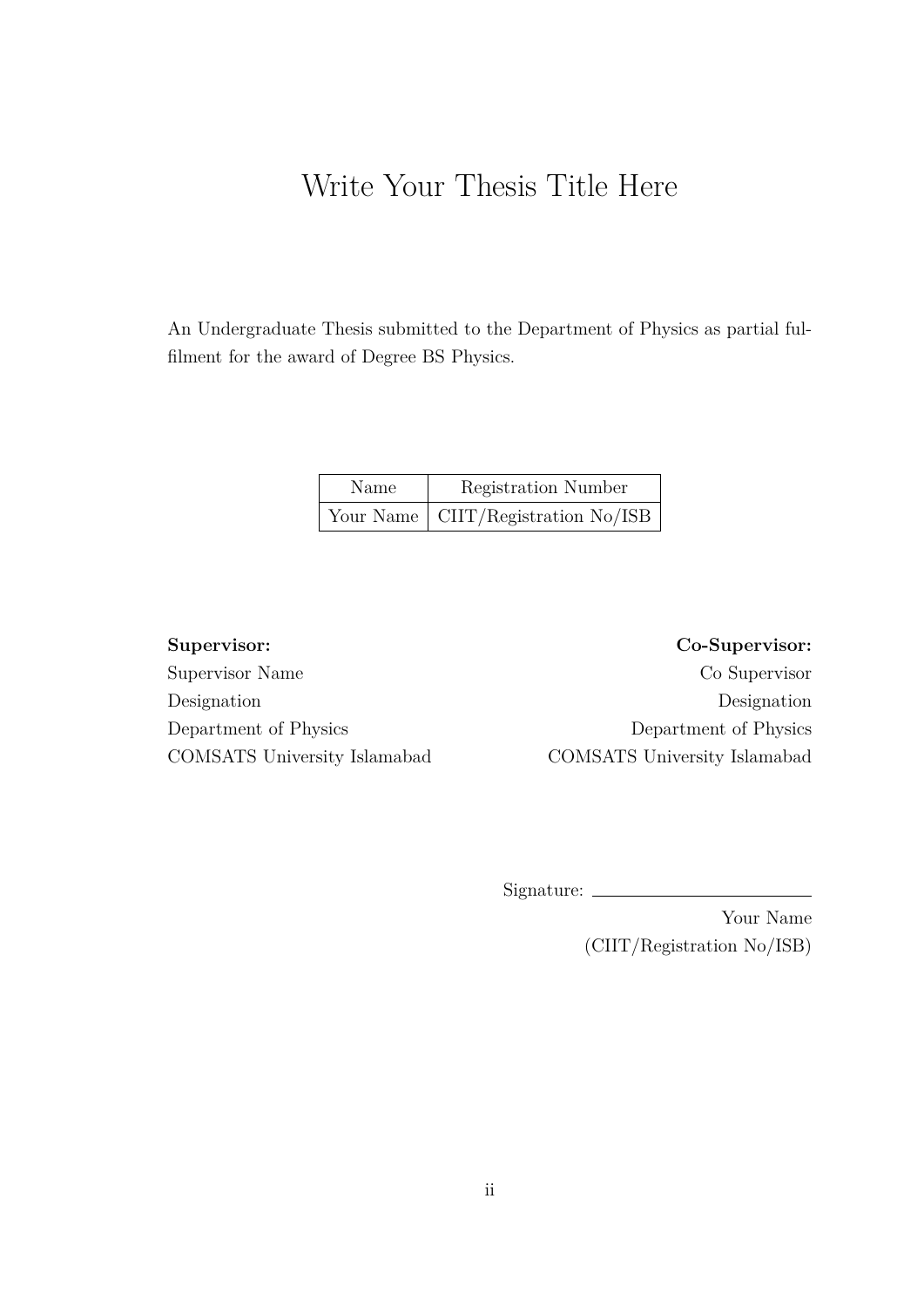# Write Your Thesis Title Here

An Undergraduate Thesis submitted to the Department of Physics as partial fulfilment for the award of Degree BS Physics.

| Name | Registration Number |
| --- | --- |
| Your Name | CIIT/Registration No/ISB |

**Supervisor:**
Supervisor Name
Designation
Department of Physics
COMSATS University Islamabad

**Co-Supervisor:**
Co Supervisor
Designation
Department of Physics
COMSATS University Islamabad

Signature: ________________________

Your Name
(CIIT/Registration No/ISB)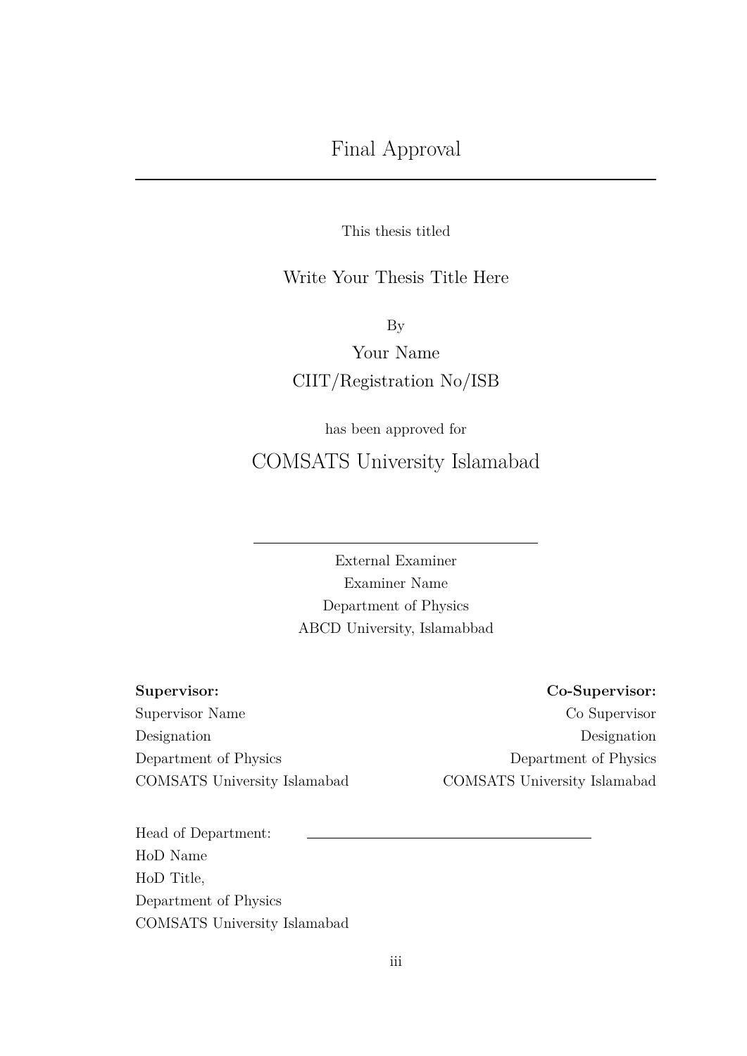# Final Approval

---

This thesis titled

Write Your Thesis Title Here

By

Your Name

CIIT/Registration No/ISB

has been approved for

COMSATS University Islamabad

\_\_\_\_\_\_\_\_\_\_\_\_\_\_\_\_\_\_\_\_\_\_\_\_\_\_\_\_\_\_\_\_

External Examiner

Examiner Name

Department of Physics

ABCD University, Islamabbad

**Supervisor:**

Supervisor Name

Designation

Department of Physics

COMSATS University Islamabad

**Co-Supervisor:**

Co Supervisor

Designation

Department of Physics

COMSATS University Islamabad

Head of Department: \_\_\_\_\_\_\_\_\_\_\_\_\_\_\_\_\_\_\_\_\_\_\_\_\_\_\_\_\_\_\_\_

HoD Name

HoD Title,

Department of Physics

COMSATS University Islamabad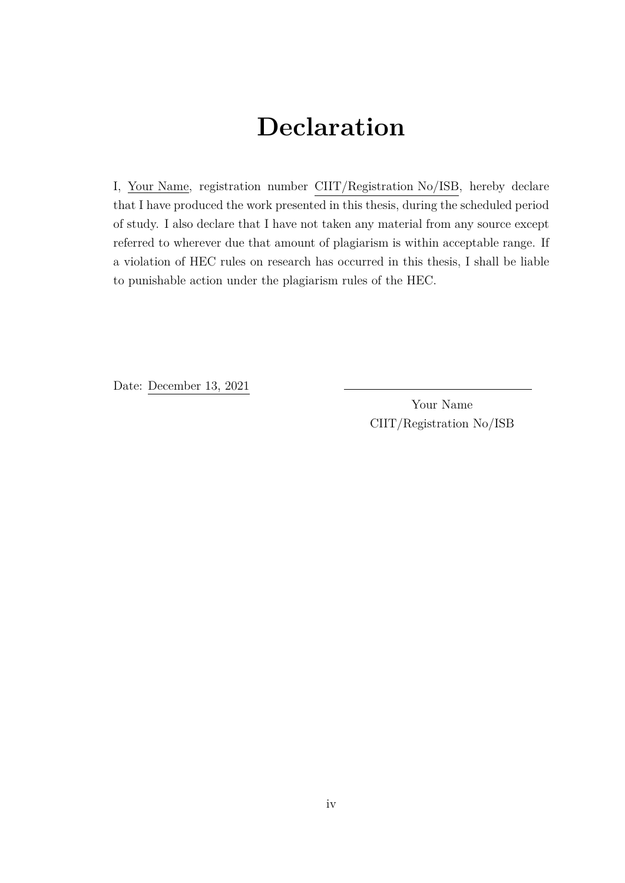# Declaration

I, Your Name, registration number CIIT/Registration No/ISB, hereby declare that I have produced the work presented in this thesis, during the scheduled period of study. I also declare that I have not taken any material from any source except referred to wherever due that amount of plagiarism is within acceptable range. If a violation of HEC rules on research has occurred in this thesis, I shall be liable to punishable action under the plagiarism rules of the HEC.

Date: December 13, 2021

Your Name
CIIT/Registration No/ISB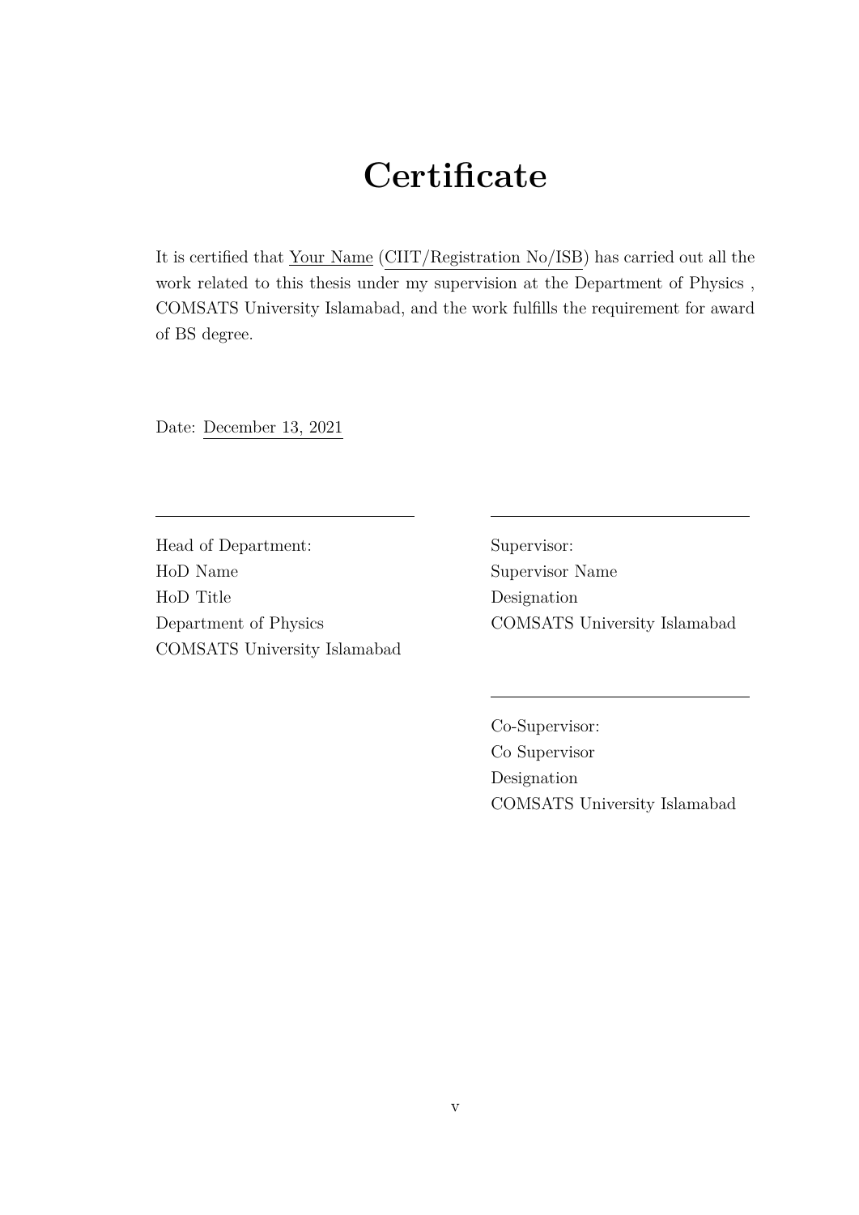# Certificate

It is certified that Your Name (CIIT/Registration No/ISB) has carried out all the work related to this thesis under my supervision at the Department of Physics , COMSATS University Islamabad, and the work fulfills the requirement for award of BS degree.

Date: December 13, 2021

\_\_\_\_\_\_\_\_\_\_\_\_\_\_\_\_\_\_\_\_\_\_\_\_\_\_\_\_\_\_

Head of Department:
HoD Name
HoD Title
Department of Physics
COMSATS University Islamabad

\_\_\_\_\_\_\_\_\_\_\_\_\_\_\_\_\_\_\_\_\_\_\_\_\_\_\_\_\_\_

Supervisor:
Supervisor Name
Designation
COMSATS University Islamabad

\_\_\_\_\_\_\_\_\_\_\_\_\_\_\_\_\_\_\_\_\_\_\_\_\_\_\_\_\_\_

Co-Supervisor:
Co Supervisor
Designation
COMSATS University Islamabad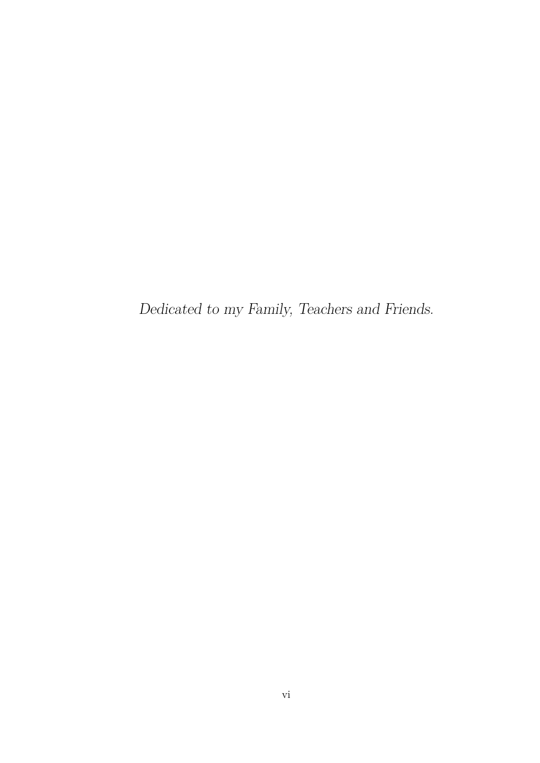*Dedicated to my Family, Teachers and Friends.*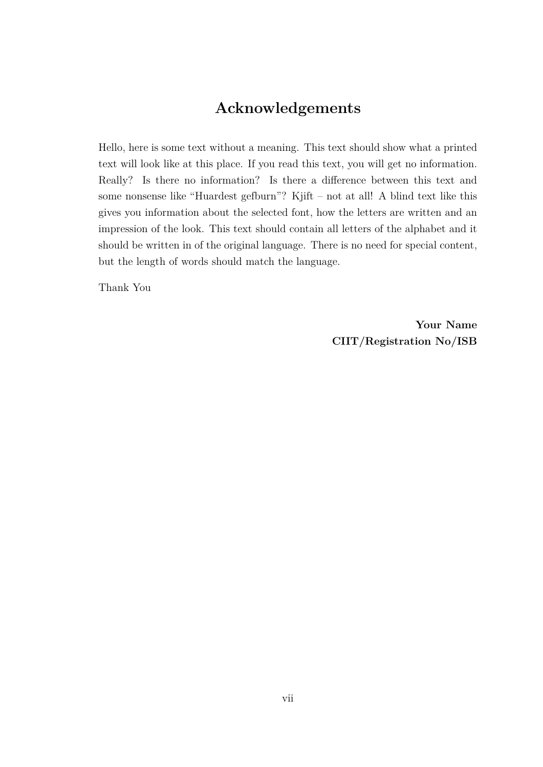# Acknowledgements

Hello, here is some text without a meaning. This text should show what a printed text will look like at this place. If you read this text, you will get no information. Really? Is there no information? Is there a difference between this text and some nonsense like "Huardest gefburn"? Kjift – not at all! A blind text like this gives you information about the selected font, how the letters are written and an impression of the look. This text should contain all letters of the alphabet and it should be written in of the original language. There is no need for special content, but the length of words should match the language.

Thank You

**Your Name**
**CIIT/Registration No/ISB**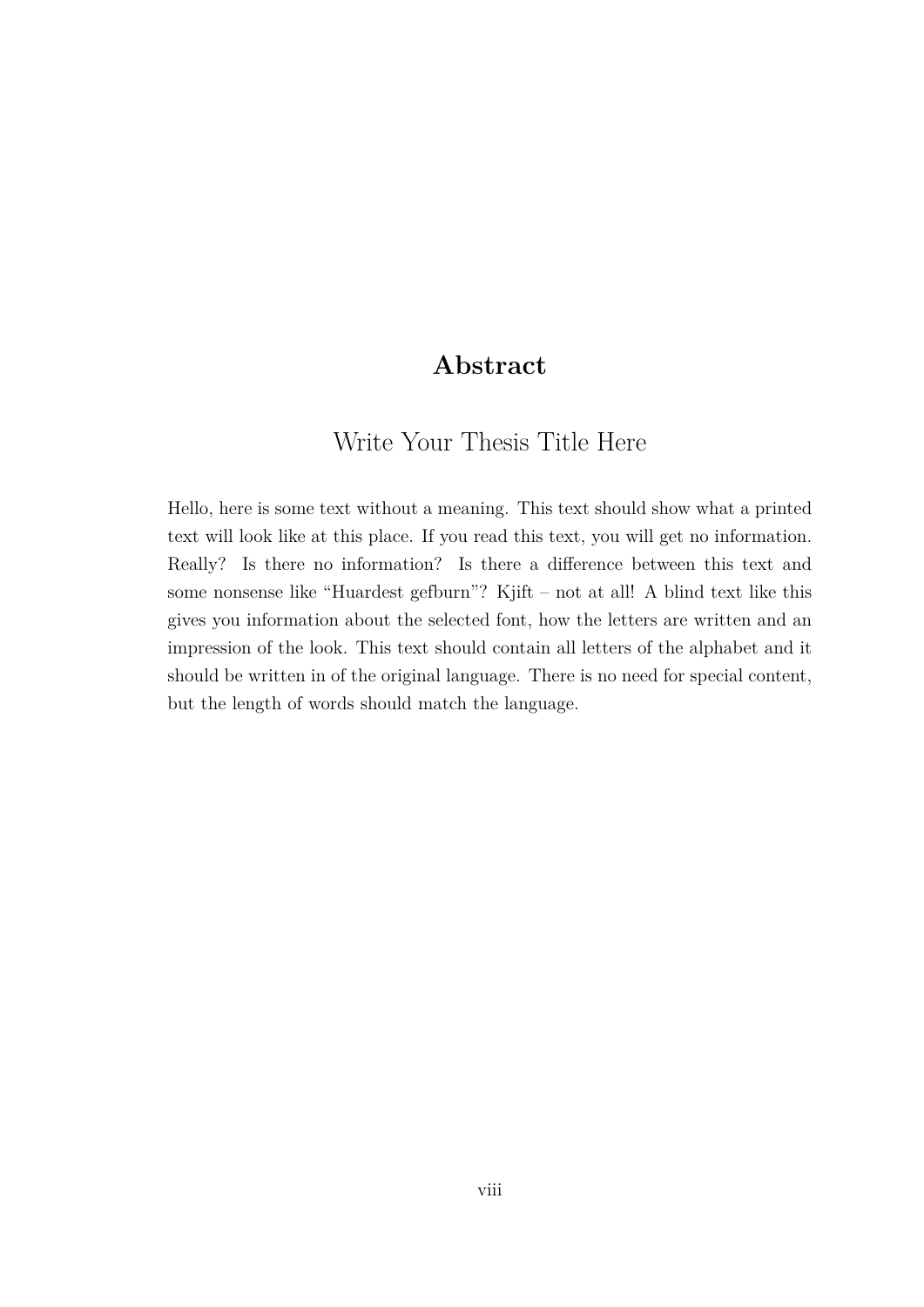# Abstract

## Write Your Thesis Title Here

Hello, here is some text without a meaning. This text should show what a printed text will look like at this place. If you read this text, you will get no information. Really? Is there no information? Is there a difference between this text and some nonsense like "Huardest gefburn"? Kjift – not at all! A blind text like this gives you information about the selected font, how the letters are written and an impression of the look. This text should contain all letters of the alphabet and it should be written in of the original language. There is no need for special content, but the length of words should match the language.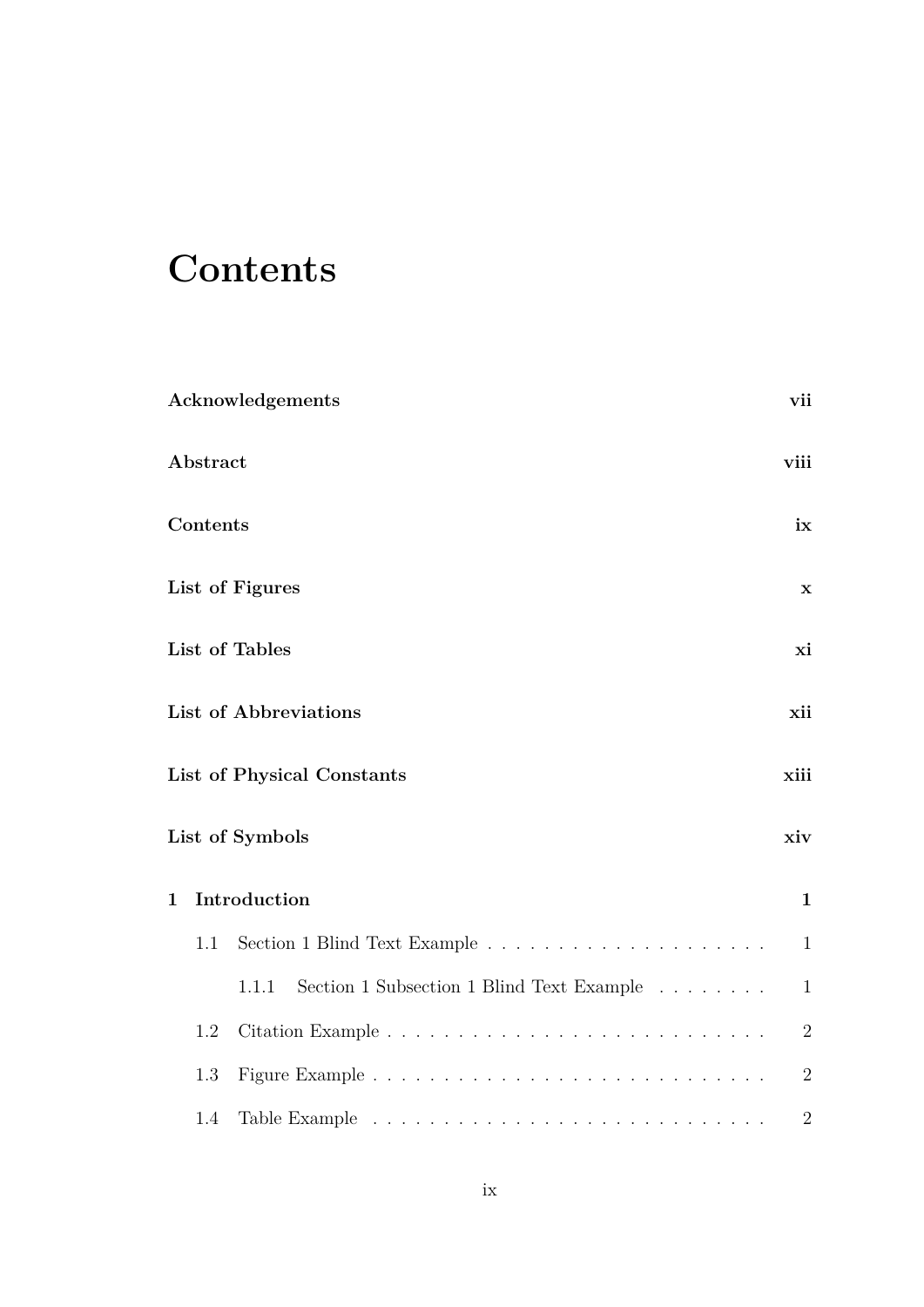# Contents

**Acknowledgements** **vii**

**Abstract** **viii**

**Contents** **ix**

**List of Figures** **x**

**List of Tables** **xi**

**List of Abbreviations** **xii**

**List of Physical Constants** **xiii**

**List of Symbols** **xiv**

**1 Introduction** **1**

- 1.1 Section 1 Blind Text Example . . . . . . . . . . . . . . . . . . . . 1
  - 1.1.1 Section 1 Subsection 1 Blind Text Example . . . . . . . . 1
- 1.2 Citation Example . . . . . . . . . . . . . . . . . . . . . . . . . . . 2
- 1.3 Figure Example . . . . . . . . . . . . . . . . . . . . . . . . . . . . 2
- 1.4 Table Example . . . . . . . . . . . . . . . . . . . . . . . . . . . . 2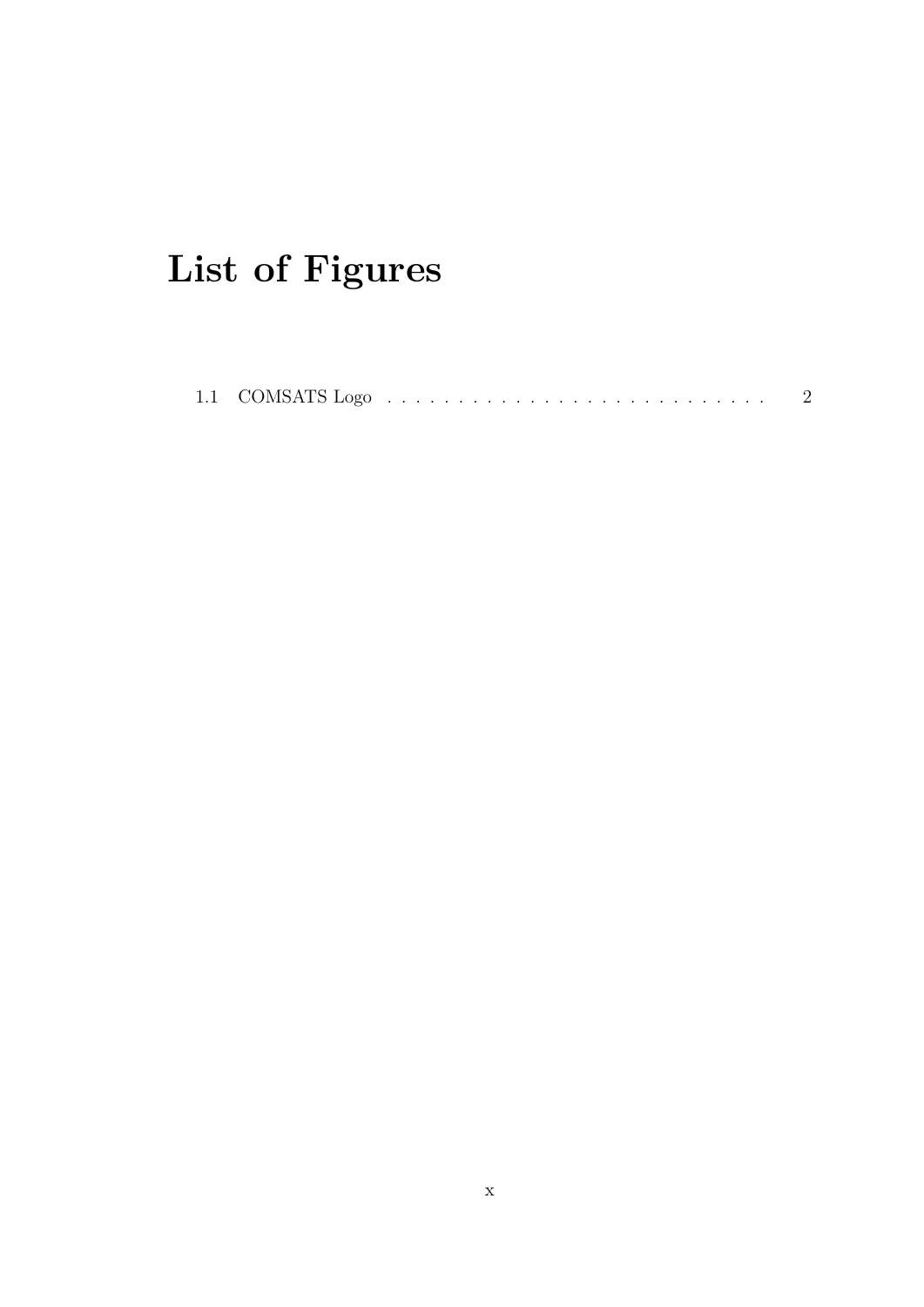# List of Figures

1.1 COMSATS Logo . . . . . . . . . . . . . . . . . . . . . . . . . . . . 2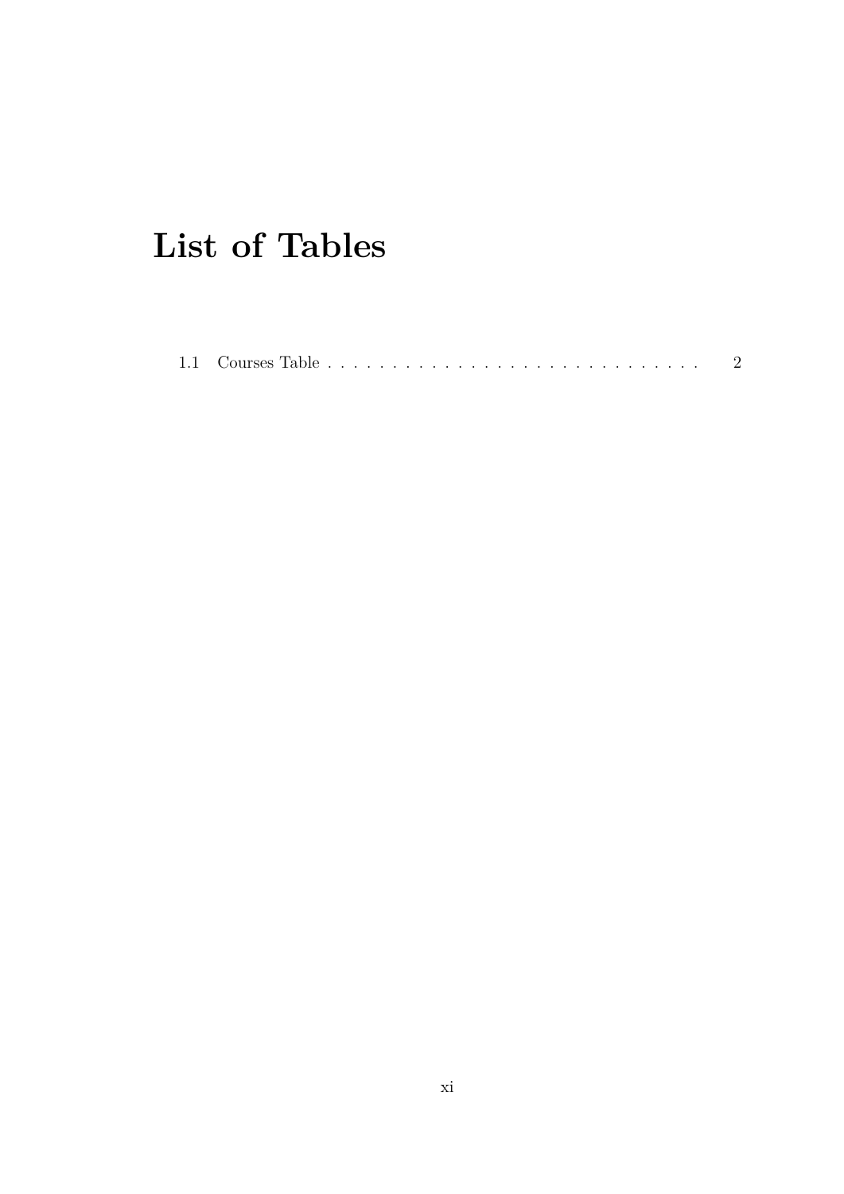# List of Tables

1.1 Courses Table . . . . . . . . . . . . . . . . . . . . . . . . . . . . . . 2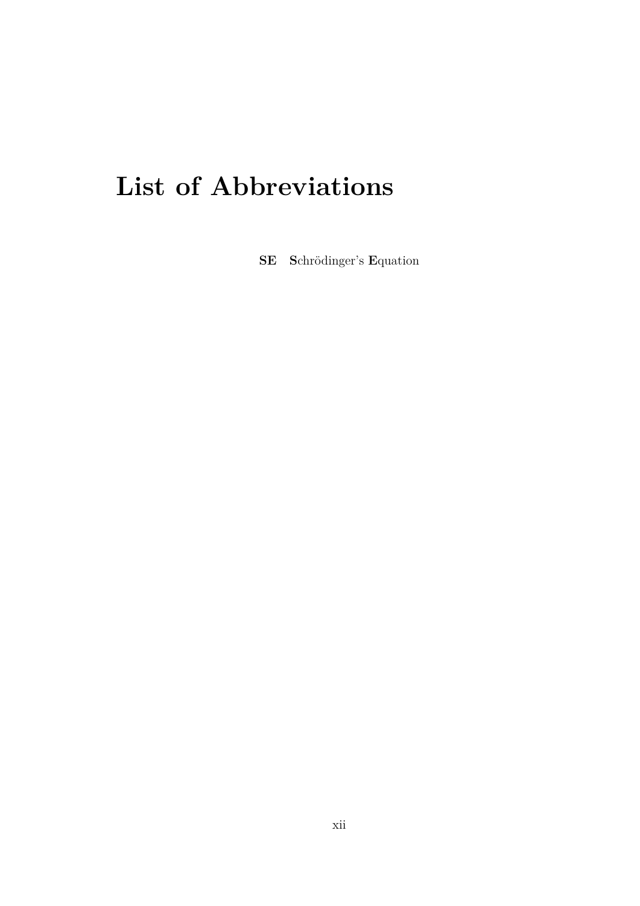# List of Abbreviations

**SE** **S**chrödinger's **E**quation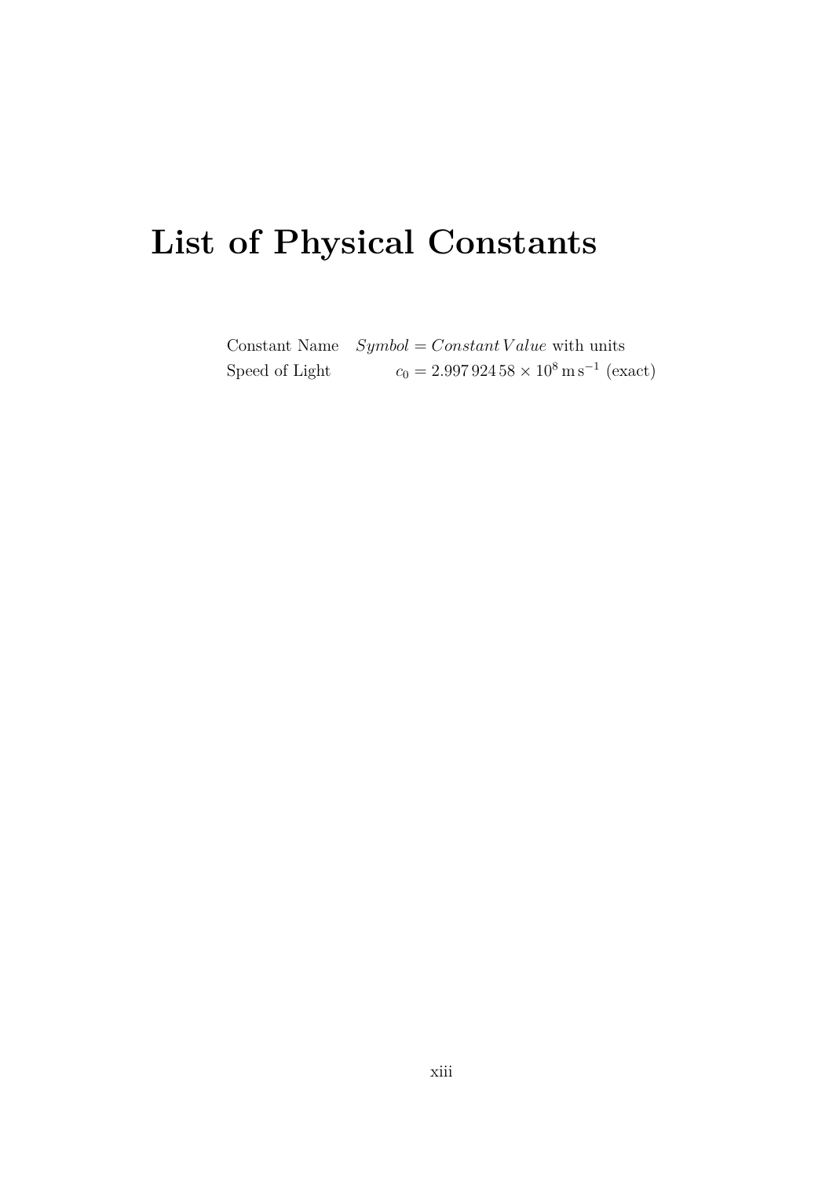# List of Physical Constants

| Constant Name | $Symbol = Constant\,Value$ with units |
|---|---|
| Speed of Light | $c_0 = 2.997\,924\,58 \times 10^8\,\mathrm{m\,s^{-1}}$ (exact) |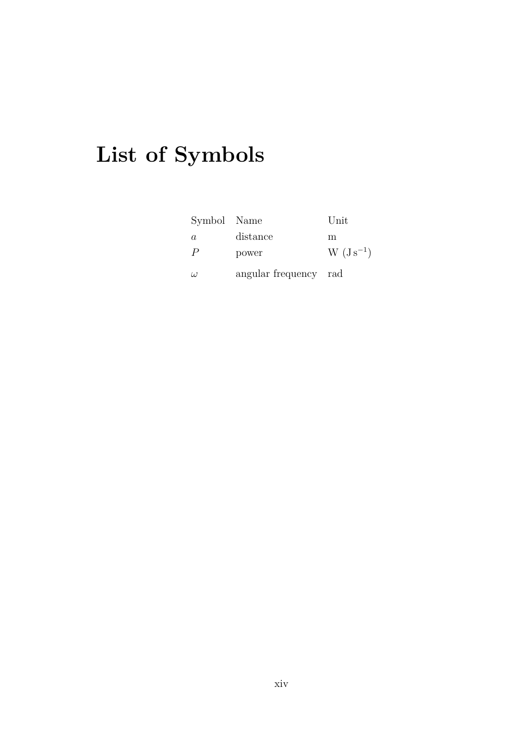# List of Symbols

| Symbol | Name | Unit |
| --- | --- | --- |
| $a$ | distance | m |
| $P$ | power | W ($\mathrm{J\,s^{-1}}$) |
| $\omega$ | angular frequency | rad |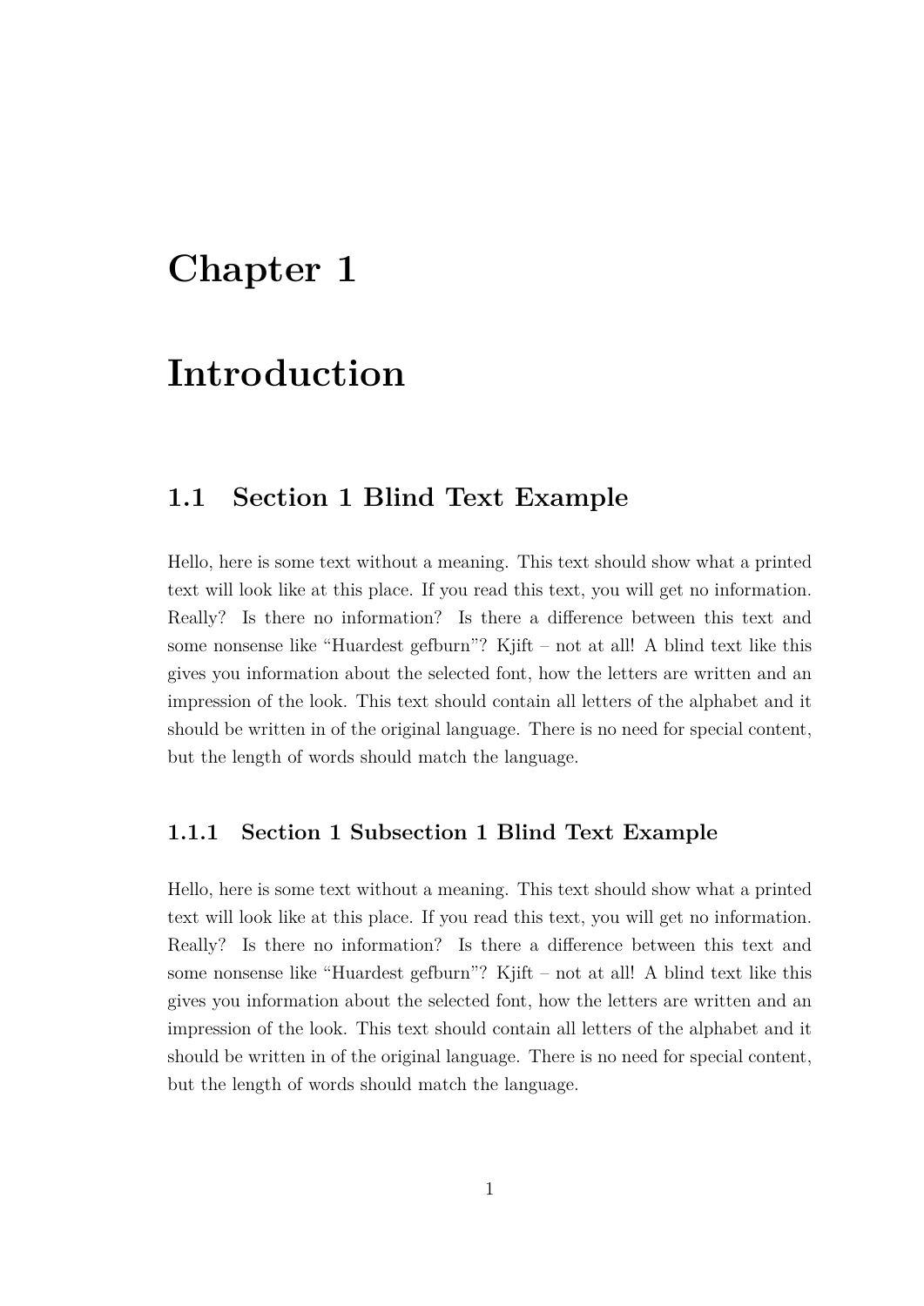# Chapter 1

# Introduction

## 1.1 Section 1 Blind Text Example

Hello, here is some text without a meaning. This text should show what a printed text will look like at this place. If you read this text, you will get no information. Really? Is there no information? Is there a difference between this text and some nonsense like "Huardest gefburn"? Kjift – not at all! A blind text like this gives you information about the selected font, how the letters are written and an impression of the look. This text should contain all letters of the alphabet and it should be written in of the original language. There is no need for special content, but the length of words should match the language.

### 1.1.1 Section 1 Subsection 1 Blind Text Example

Hello, here is some text without a meaning. This text should show what a printed text will look like at this place. If you read this text, you will get no information. Really? Is there no information? Is there a difference between this text and some nonsense like "Huardest gefburn"? Kjift – not at all! A blind text like this gives you information about the selected font, how the letters are written and an impression of the look. This text should contain all letters of the alphabet and it should be written in of the original language. There is no need for special content, but the length of words should match the language.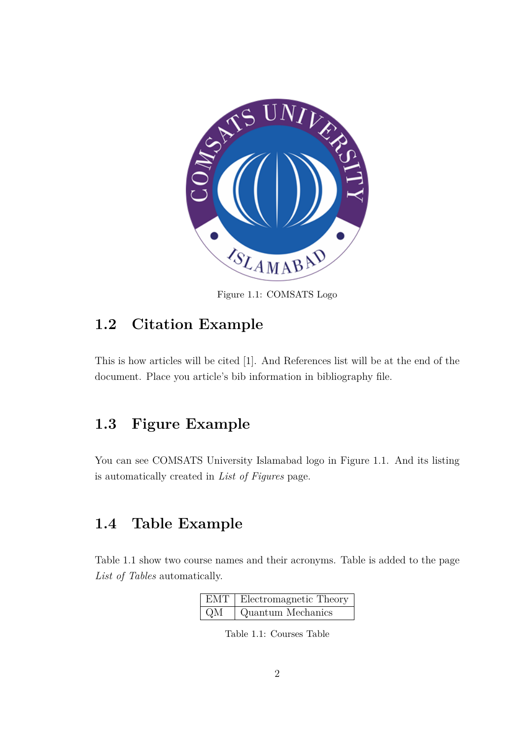Figure 1.1: COMSATS Logo

## 1.2 Citation Example

This is how articles will be cited [1]. And References list will be at the end of the document. Place you article's bib information in bibliography file.

## 1.3 Figure Example

You can see COMSATS University Islamabad logo in Figure 1.1. And its listing is automatically created in *List of Figures* page.

## 1.4 Table Example

Table 1.1 show two course names and their acronyms. Table is added to the page *List of Tables* automatically.

| EMT | Electromagnetic Theory |
|---|---|
| QM | Quantum Mechanics |

Table 1.1: Courses Table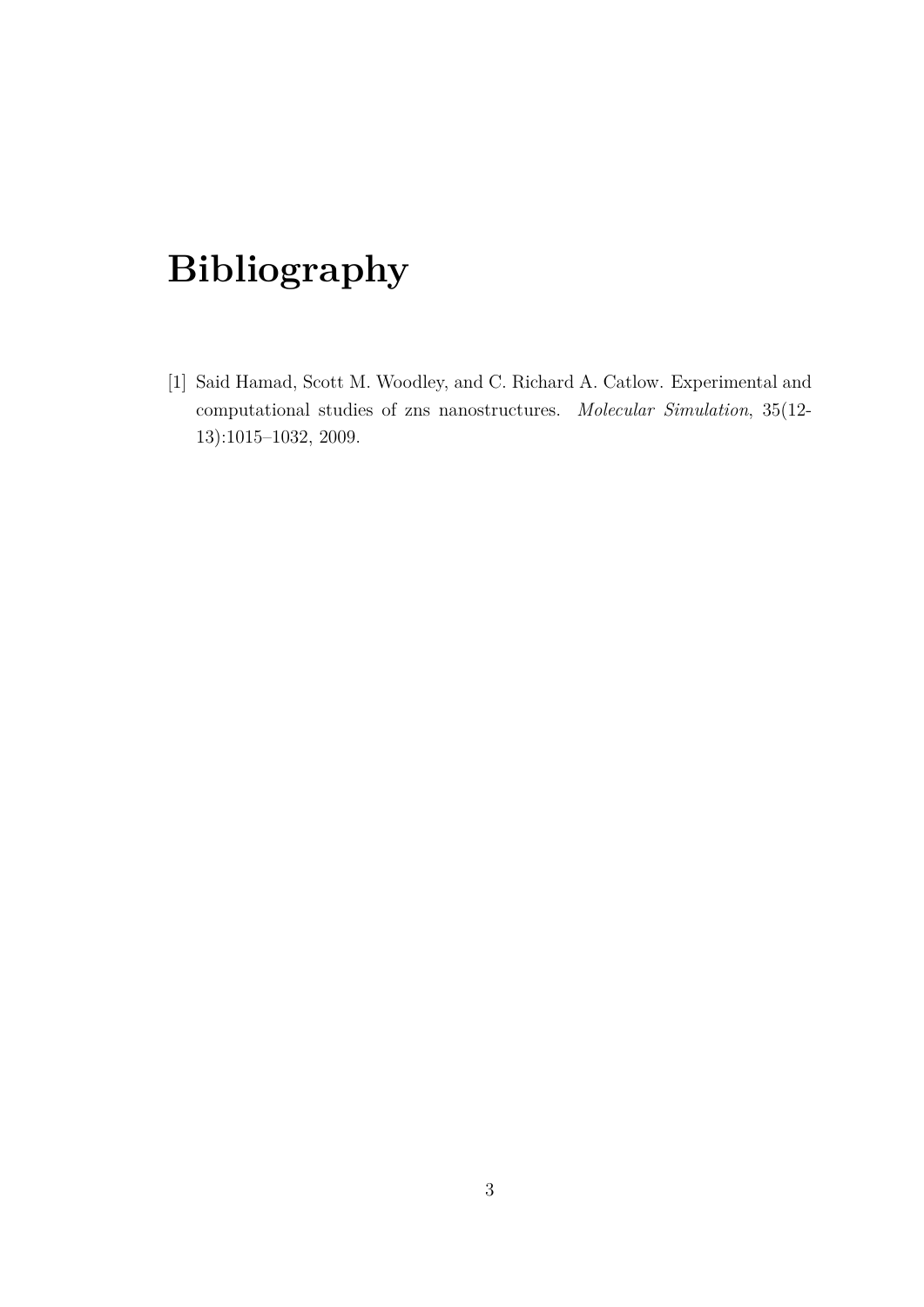# Bibliography

[1] Said Hamad, Scott M. Woodley, and C. Richard A. Catlow. Experimental and computational studies of zns nanostructures. *Molecular Simulation*, 35(12-13):1015–1032, 2009.